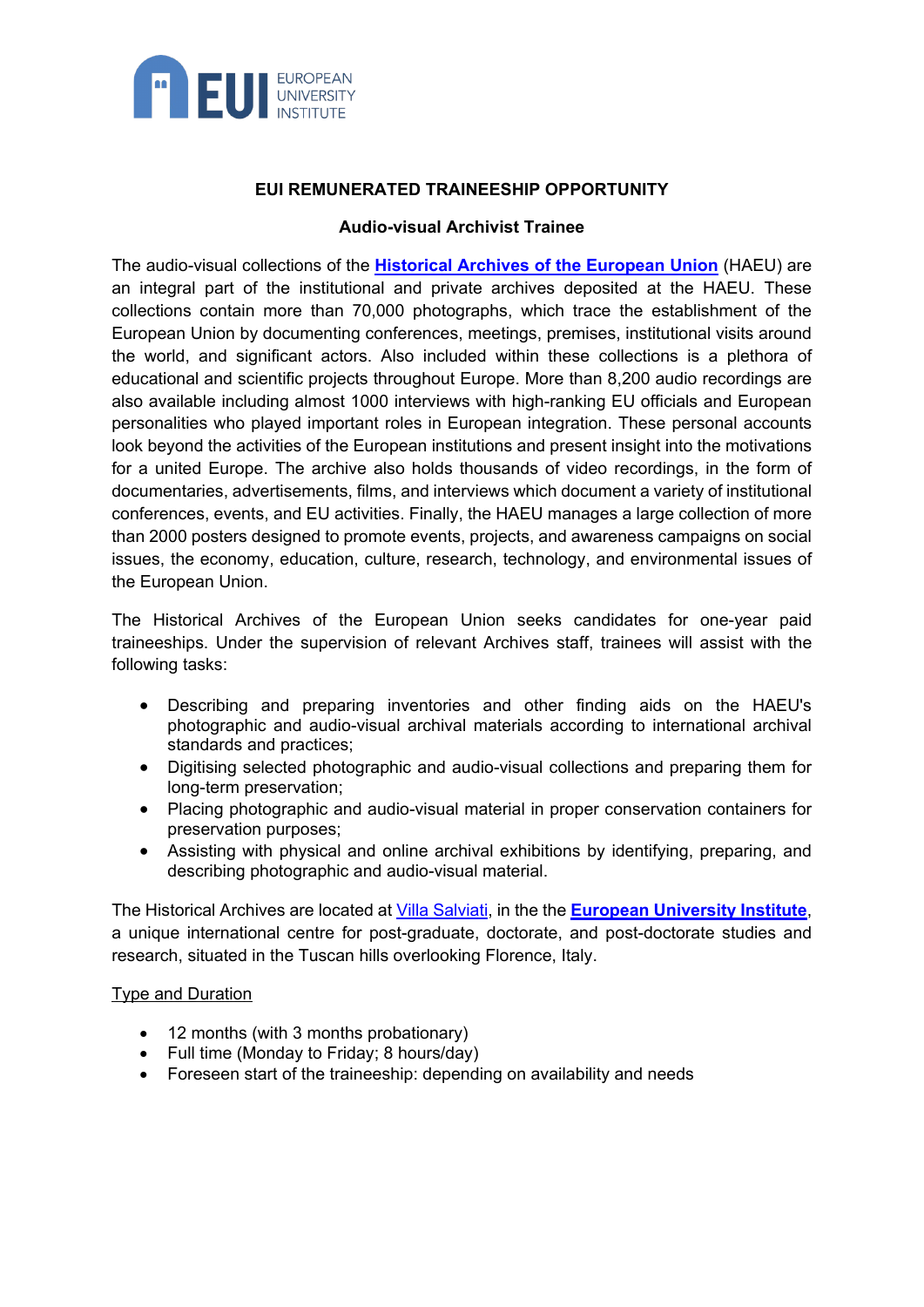EUROPEAN UNIVERSITY INSTITUTE

**EUI REMUNERATED TRAINEESHIP OPPORTUNITY**

**Audio-visual Archivist Trainee**

The audio-visual collections of the **Historical Archives of the European Union** (HAEU) are an integral part of the institutional and private archives deposited at the HAEU. These collections contain more than 70,000 photographs, which trace the establishment of the European Union by documenting conferences, meetings, premises, institutional visits around the world, and significant actors. Also included within these collections is a plethora of educational and scientific projects throughout Europe. More than 8,200 audio recordings are also available including almost 1000 interviews with high-ranking EU officials and European personalities who played important roles in European integration. These personal accounts look beyond the activities of the European institutions and present insight into the motivations for a united Europe. The archive also holds thousands of video recordings, in the form of documentaries, advertisements, films, and interviews which document a variety of institutional conferences, events, and EU activities. Finally, the HAEU manages a large collection of more than 2000 posters designed to promote events, projects, and awareness campaigns on social issues, the economy, education, culture, research, technology, and environmental issues of the European Union.

The Historical Archives of the European Union seeks candidates for one-year paid traineeships. Under the supervision of relevant Archives staff, trainees will assist with the following tasks:

- Describing and preparing inventories and other finding aids on the HAEU's photographic and audio-visual archival materials according to international archival standards and practices;
- Digitising selected photographic and audio-visual collections and preparing them for long-term preservation;
- Placing photographic and audio-visual material in proper conservation containers for preservation purposes;
- Assisting with physical and online archival exhibitions by identifying, preparing, and describing photographic and audio-visual material.

The Historical Archives are located at Villa Salviati, in the the **European University Institute**, a unique international centre for post-graduate, doctorate, and post-doctorate studies and research, situated in the Tuscan hills overlooking Florence, Italy.

Type and Duration

- 12 months (with 3 months probationary)
- Full time (Monday to Friday; 8 hours/day)
- Foreseen start of the traineeship: depending on availability and needs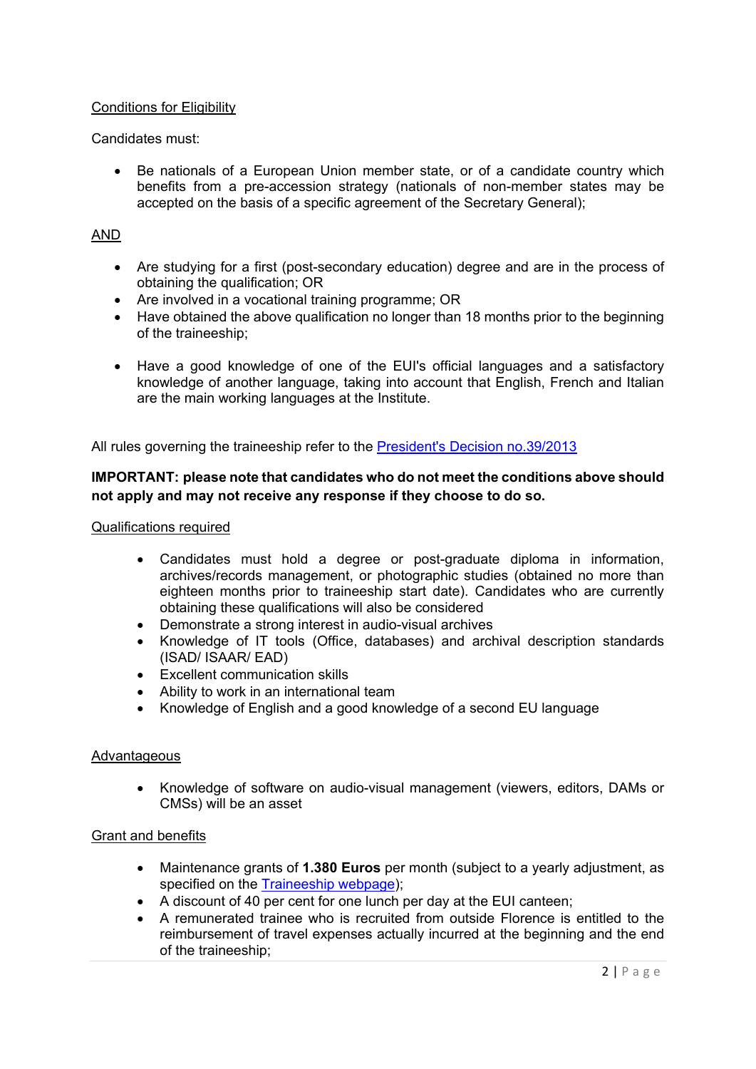Conditions for Eligibility

Candidates must:

- Be nationals of a European Union member state, or of a candidate country which benefits from a pre-accession strategy (nationals of non-member states may be accepted on the basis of a specific agreement of the Secretary General);

AND

- Are studying for a first (post-secondary education) degree and are in the process of obtaining the qualification; OR
- Are involved in a vocational training programme; OR
- Have obtained the above qualification no longer than 18 months prior to the beginning of the traineeship;

- Have a good knowledge of one of the EUI's official languages and a satisfactory knowledge of another language, taking into account that English, French and Italian are the main working languages at the Institute.

All rules governing the traineeship refer to the [President's Decision no.39/2013]

**IMPORTANT: please note that candidates who do not meet the conditions above should not apply and may not receive any response if they choose to do so.**

Qualifications required

- Candidates must hold a degree or post-graduate diploma in information, archives/records management, or photographic studies (obtained no more than eighteen months prior to traineeship start date). Candidates who are currently obtaining these qualifications will also be considered
- Demonstrate a strong interest in audio-visual archives
- Knowledge of IT tools (Office, databases) and archival description standards (ISAD/ ISAAR/ EAD)
- Excellent communication skills
- Ability to work in an international team
- Knowledge of English and a good knowledge of a second EU language

Advantageous

- Knowledge of software on audio-visual management (viewers, editors, DAMs or CMSs) will be an asset

Grant and benefits

- Maintenance grants of **1.380 Euros** per month (subject to a yearly adjustment, as specified on the [Traineeship webpage]);
- A discount of 40 per cent for one lunch per day at the EUI canteen;
- A remunerated trainee who is recruited from outside Florence is entitled to the reimbursement of travel expenses actually incurred at the beginning and the end of the traineeship;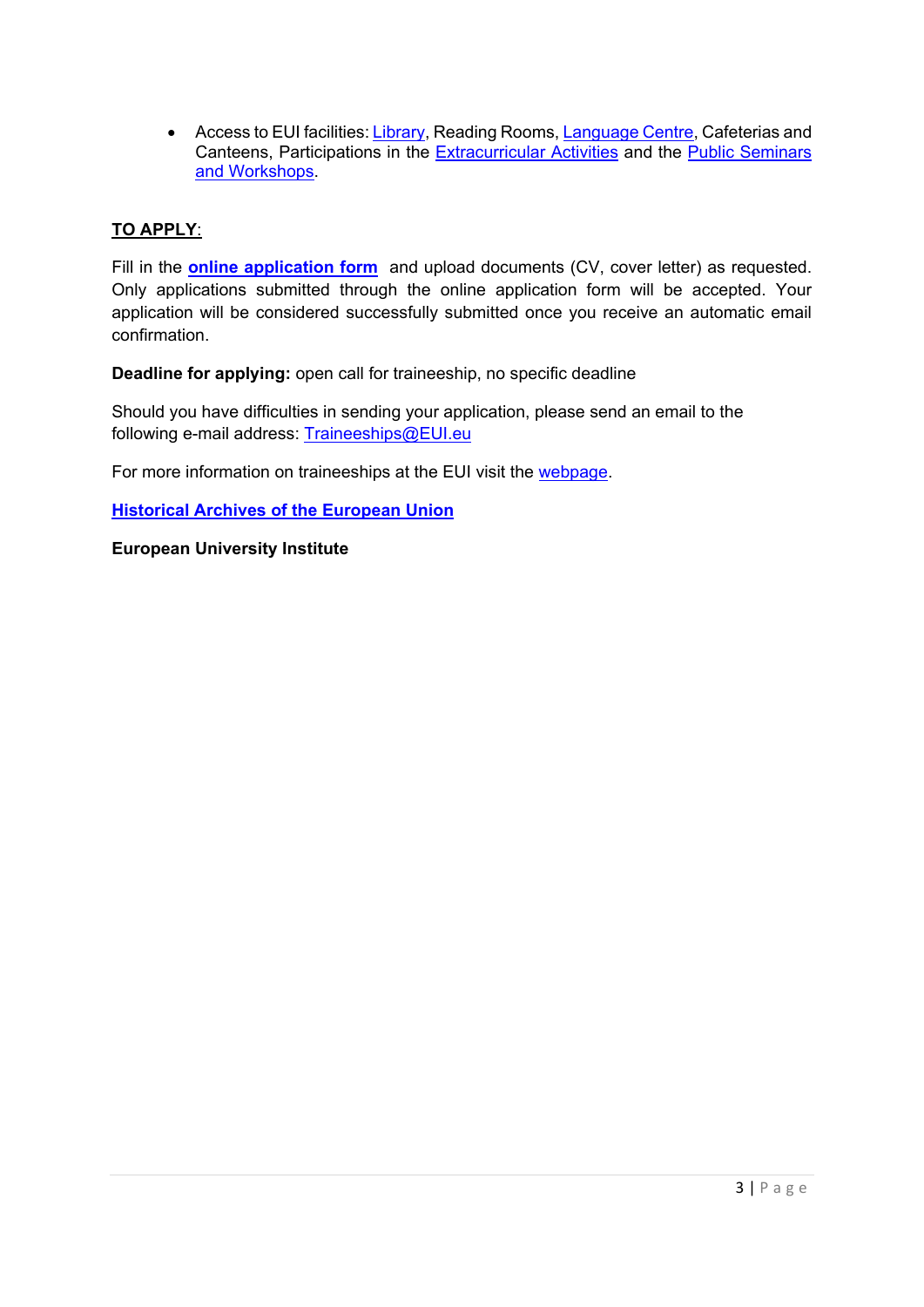- Access to EUI facilities: Library, Reading Rooms, Language Centre, Cafeterias and Canteens, Participations in the Extracurricular Activities and the Public Seminars and Workshops.

**TO APPLY**:

Fill in the **online application form** and upload documents (CV, cover letter) as requested. Only applications submitted through the online application form will be accepted. Your application will be considered successfully submitted once you receive an automatic email confirmation.

**Deadline for applying:** open call for traineeship, no specific deadline

Should you have difficulties in sending your application, please send an email to the following e-mail address: Traineeships@EUI.eu

For more information on traineeships at the EUI visit the webpage.

**Historical Archives of the European Union**

**European University Institute**